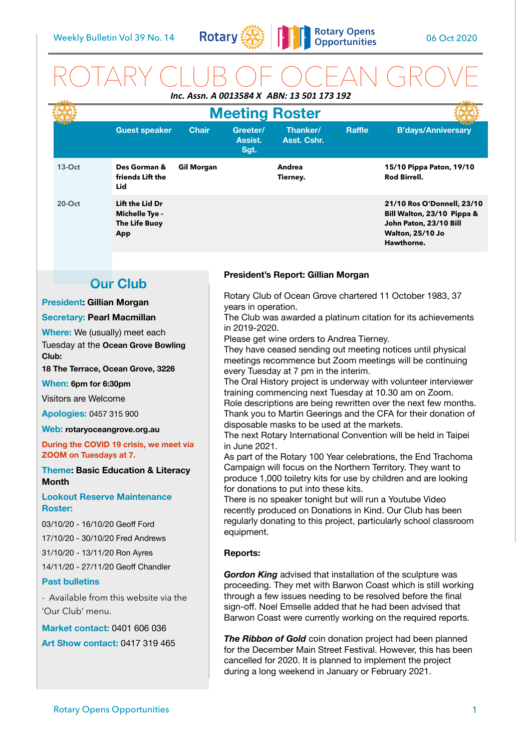Weekly Bulletin Vol 39 No. 14

Rotary | Rotary Opens Opportunities

06 Oct 2020

# ROTARY CLUB OF OCEAN GROVE

***Inc. Assn. A 0013584 X ABN: 13 501 173 192***

## Meeting Roster

| | Guest speaker | Chair | Greeter/ Assist. Sgt. | Thanker/ Asst. Cshr. | Raffle | B'days/Anniversary |
|---|---|---|---|---|---|---|
| 13-Oct | **Des Gorman & friends Lift the Lid** | **Gil Morgan** | | **Andrea Tierney.** | | **15/10 Pippa Paton, 19/10 Rod Birrell.** |
| 20-Oct | **Lift the Lid Dr Michelle Tye - The Life Buoy App** | | | | | **21/10 Ros O'Donnell, 23/10 Bill Walton, 23/10 Pippa & John Paton, 23/10 Bill Walton, 25/10 Jo Hawthorne.** |

## Our Club

**President: Gillian Morgan**

**Secretary: Pearl Macmillan**

**Where:** We (usually) meet each Tuesday at the **Ocean Grove Bowling Club:**

**18 The Terrace, Ocean Grove, 3226**

**When: 6pm for 6:30pm**

Visitors are Welcome

**Apologies:** 0457 315 900

**Web: rotaryoceangrove.org.au**

**During the COVID 19 crisis, we meet via ZOOM on Tuesdays at 7.**

**Theme: Basic Education & Literacy Month**

**Lookout Reserve Maintenance Roster:**

03/10/20 - 16/10/20 Geoff Ford

17/10/20 - 30/10/20 Fred Andrews

31/10/20 - 13/11/20 Ron Ayres

14/11/20 - 27/11/20 Geoff Chandler

**Past bulletins**

- Available from this website via the 'Our Club' menu.

**Market contact:** 0401 606 036

**Art Show contact:** 0417 319 465

**President's Report: Gillian Morgan**

Rotary Club of Ocean Grove chartered 11 October 1983, 37 years in operation.
The Club was awarded a platinum citation for its achievements in 2019-2020.
Please get wine orders to Andrea Tierney.
They have ceased sending out meeting notices until physical meetings recommence but Zoom meetings will be continuing every Tuesday at 7 pm in the interim.
The Oral History project is underway with volunteer interviewer training commencing next Tuesday at 10.30 am on Zoom.
Role descriptions are being rewritten over the next few months.
Thank you to Martin Geerings and the CFA for their donation of disposable masks to be used at the markets.
The next Rotary International Convention will be held in Taipei in June 2021.
As part of the Rotary 100 Year celebrations, the End Trachoma Campaign will focus on the Northern Territory. They want to produce 1,000 toiletry kits for use by children and are looking for donations to put into these kits.
There is no speaker tonight but will run a Youtube Video recently produced on Donations in Kind. Our Club has been regularly donating to this project, particularly school classroom equipment.

**Reports:**

***Gordon King*** advised that installation of the sculpture was proceeding. They met with Barwon Coast which is still working through a few issues needing to be resolved before the final sign-off. Noel Emselle added that he had been advised that Barwon Coast were currently working on the required reports.

***The Ribbon of Gold*** coin donation project had been planned for the December Main Street Festival. However, this has been cancelled for 2020. It is planned to implement the project during a long weekend in January or February 2021.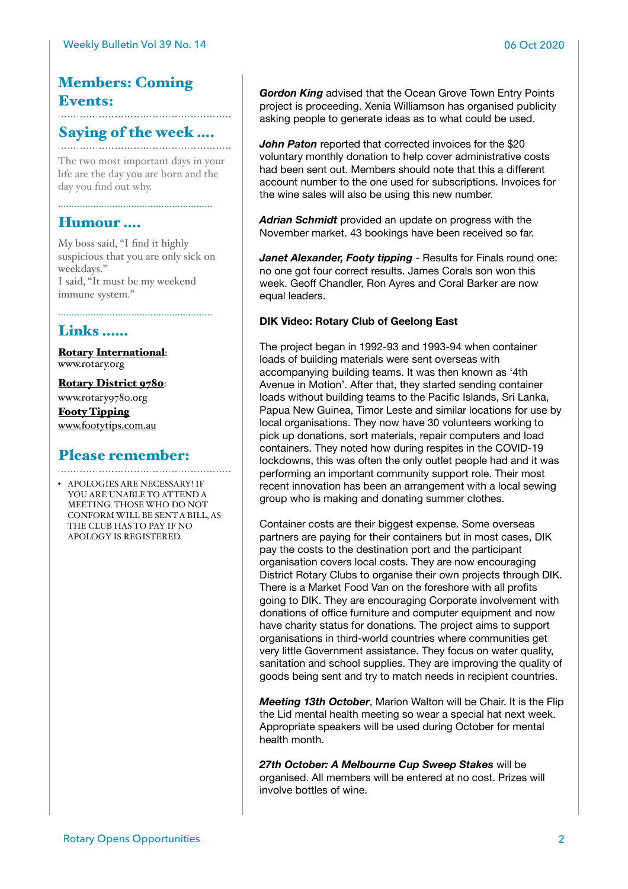## Members: Coming Events:

## Saying of the week ....

The two most important days in your life are the day you are born and the day you find out why.

## Humour ....

My boss said, "I find it highly suspicious that you are only sick on weekdays."
I said, "It must be my weekend immune system."

## Links ......

**Rotary International**:
www.rotary.org

**Rotary District 9780**:
www.rotary9780.org

**Footy Tipping**
www.footytips.com.au

## Please remember:

- APOLOGIES ARE NECESSARY! IF YOU ARE UNABLE TO ATTEND A MEETING. THOSE WHO DO NOT CONFORM WILL BE SENT A BILL, AS THE CLUB HAS TO PAY IF NO APOLOGY IS REGISTERED.

***Gordon King*** advised that the Ocean Grove Town Entry Points project is proceeding. Xenia Williamson has organised publicity asking people to generate ideas as to what could be used.

***John Paton*** reported that corrected invoices for the $20 voluntary monthly donation to help cover administrative costs had been sent out. Members should note that this a different account number to the one used for subscriptions. Invoices for the wine sales will also be using this new number.

***Adrian Schmidt*** provided an update on progress with the November market. 43 bookings have been received so far.

***Janet Alexander, Footy tipping*** - Results for Finals round one: no one got four correct results. James Corals son won this week. Geoff Chandler, Ron Ayres and Coral Barker are now equal leaders.

**DIK Video: Rotary Club of Geelong East**

The project began in 1992-93 and 1993-94 when container loads of building materials were sent overseas with accompanying building teams. It was then known as '4th Avenue in Motion'. After that, they started sending container loads without building teams to the Pacific Islands, Sri Lanka, Papua New Guinea, Timor Leste and similar locations for use by local organisations. They now have 30 volunteers working to pick up donations, sort materials, repair computers and load containers. They noted how during respites in the COVID-19 lockdowns, this was often the only outlet people had and it was performing an important community support role. Their most recent innovation has been an arrangement with a local sewing group who is making and donating summer clothes.

Container costs are their biggest expense. Some overseas partners are paying for their containers but in most cases, DIK pay the costs to the destination port and the participant organisation covers local costs. They are now encouraging District Rotary Clubs to organise their own projects through DIK. There is a Market Food Van on the foreshore with all profits going to DIK. They are encouraging Corporate involvement with donations of office furniture and computer equipment and now have charity status for donations. The project aims to support organisations in third-world countries where communities get very little Government assistance. They focus on water quality, sanitation and school supplies. They are improving the quality of goods being sent and try to match needs in recipient countries.

***Meeting 13th October***, Marion Walton will be Chair. It is the Flip the Lid mental health meeting so wear a special hat next week. Appropriate speakers will be used during October for mental health month.

***27th October: A Melbourne Cup Sweep Stakes*** will be organised. All members will be entered at no cost. Prizes will involve bottles of wine.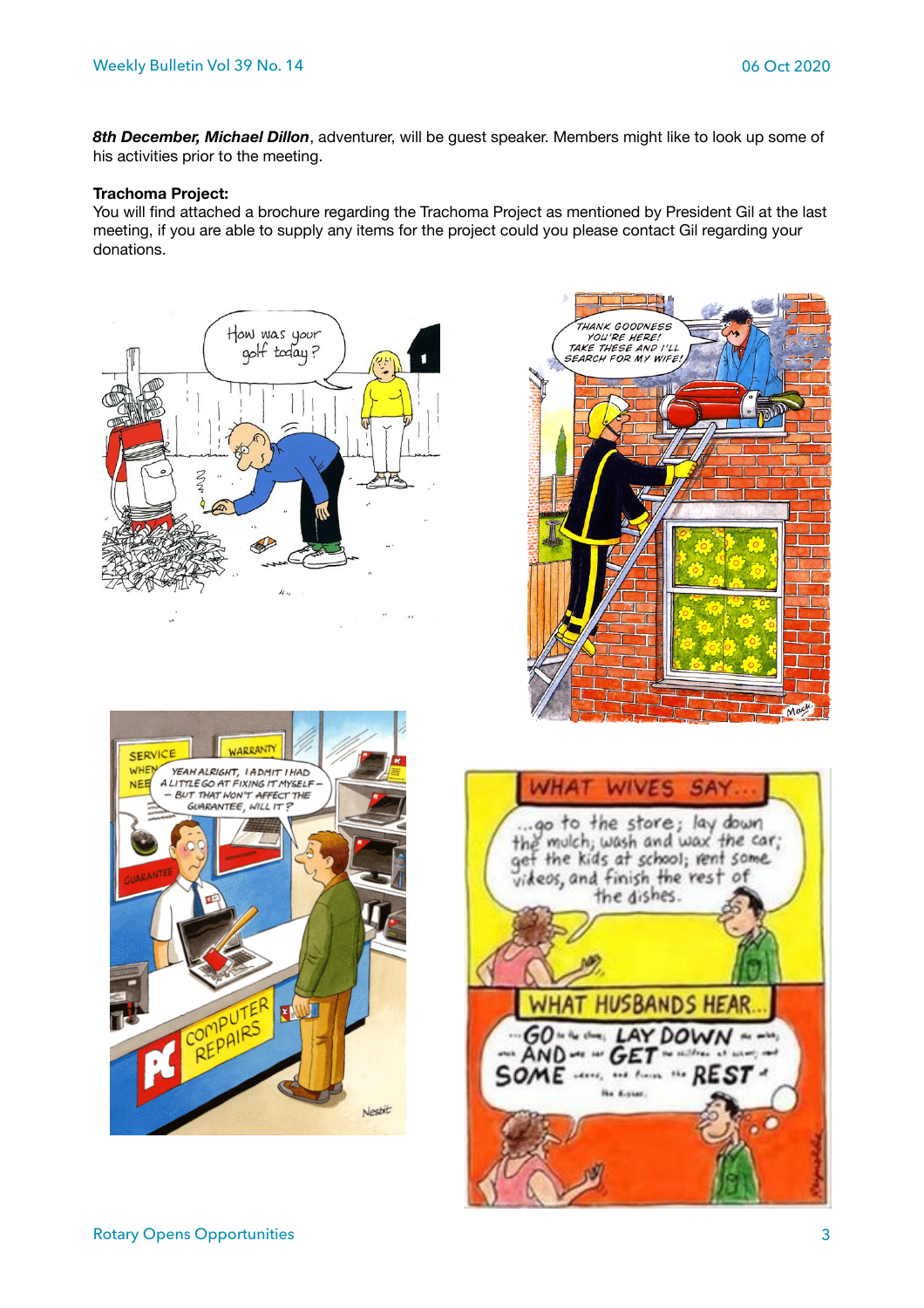***8th December, Michael Dillon***, adventurer, will be guest speaker. Members might like to look up some of his activities prior to the meeting.

**Trachoma Project:**
You will find attached a brochure regarding the Trachoma Project as mentioned by President Gil at the last meeting, if you are able to supply any items for the project could you please contact Gil regarding your donations.